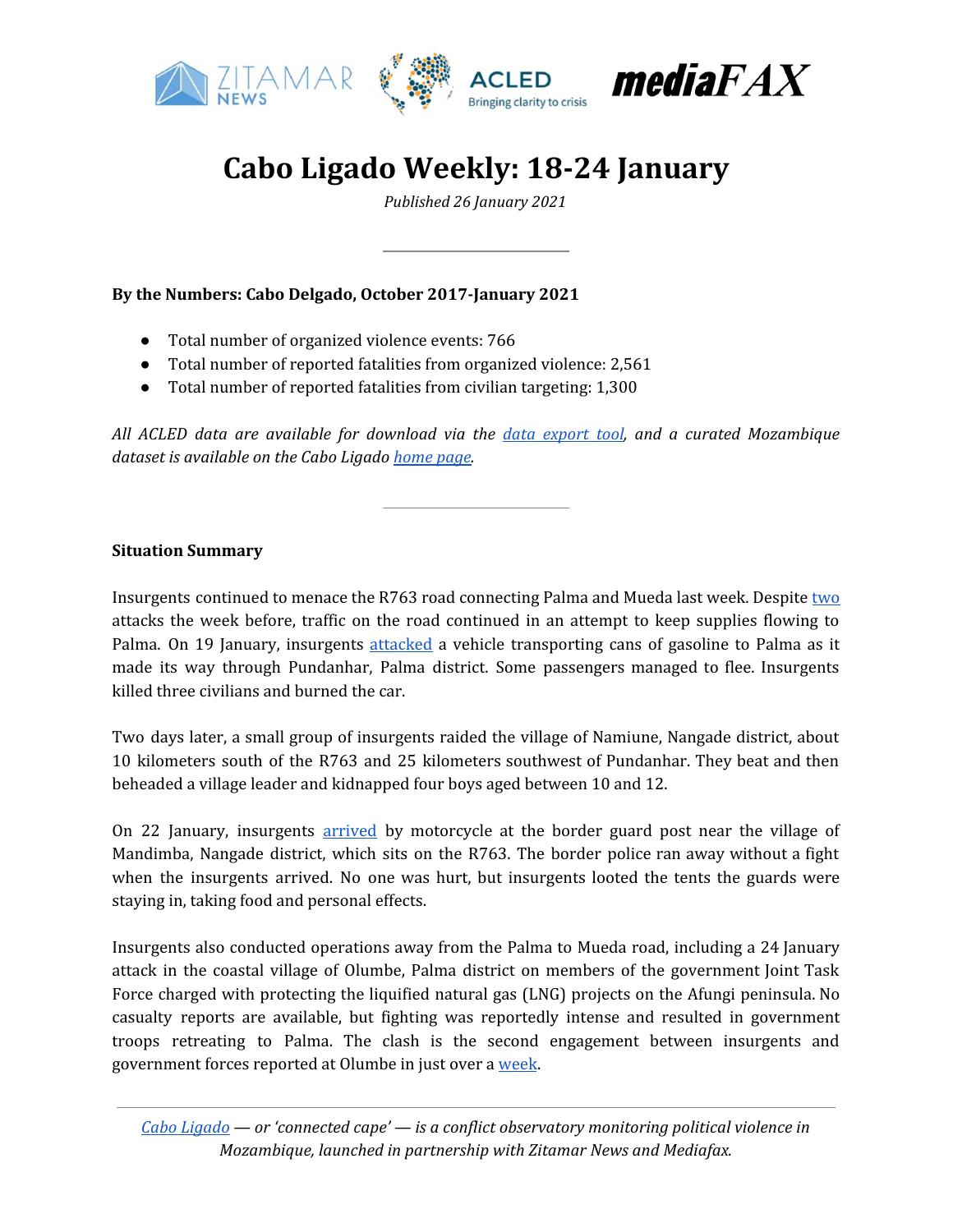# Cabo Ligado Weekly: 18-24 January

*Published 26 January 2021*

---

**By the Numbers: Cabo Delgado, October 2017-January 2021**

- Total number of organized violence events: 766
- Total number of reported fatalities from organized violence: 2,561
- Total number of reported fatalities from civilian targeting: 1,300

*All ACLED data are available for download via the data export tool, and a curated Mozambique dataset is available on the Cabo Ligado home page.*

---

**Situation Summary**

Insurgents continued to menace the R763 road connecting Palma and Mueda last week. Despite two attacks the week before, traffic on the road continued in an attempt to keep supplies flowing to Palma. On 19 January, insurgents attacked a vehicle transporting cans of gasoline to Palma as it made its way through Pundanhar, Palma district. Some passengers managed to flee. Insurgents killed three civilians and burned the car.

Two days later, a small group of insurgents raided the village of Namiune, Nangade district, about 10 kilometers south of the R763 and 25 kilometers southwest of Pundanhar. They beat and then beheaded a village leader and kidnapped four boys aged between 10 and 12.

On 22 January, insurgents arrived by motorcycle at the border guard post near the village of Mandimba, Nangade district, which sits on the R763. The border police ran away without a fight when the insurgents arrived. No one was hurt, but insurgents looted the tents the guards were staying in, taking food and personal effects.

Insurgents also conducted operations away from the Palma to Mueda road, including a 24 January attack in the coastal village of Olumbe, Palma district on members of the government Joint Task Force charged with protecting the liquified natural gas (LNG) projects on the Afungi peninsula. No casualty reports are available, but fighting was reportedly intense and resulted in government troops retreating to Palma. The clash is the second engagement between insurgents and government forces reported at Olumbe in just over a week.

---

*Cabo Ligado — or 'connected cape' — is a conflict observatory monitoring political violence in Mozambique, launched in partnership with Zitamar News and Mediafax.*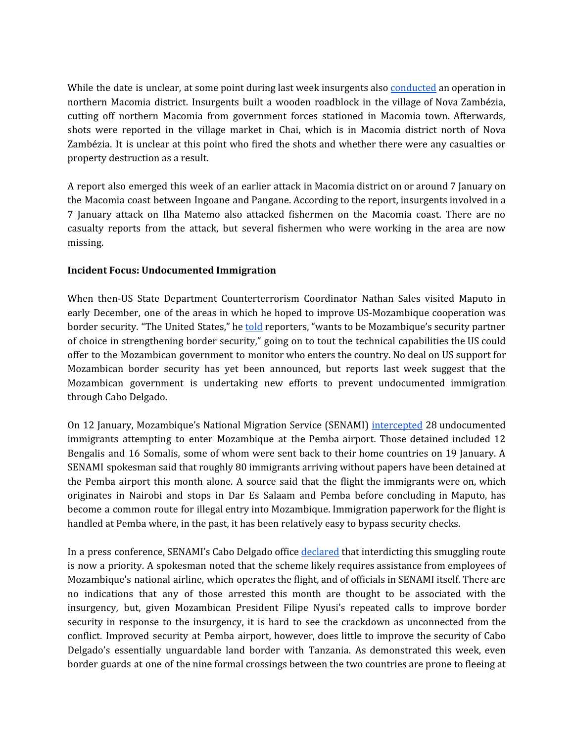While the date is unclear, at some point during last week insurgents also conducted an operation in northern Macomia district. Insurgents built a wooden roadblock in the village of Nova Zambézia, cutting off northern Macomia from government forces stationed in Macomia town. Afterwards, shots were reported in the village market in Chai, which is in Macomia district north of Nova Zambézia. It is unclear at this point who fired the shots and whether there were any casualties or property destruction as a result.

A report also emerged this week of an earlier attack in Macomia district on or around 7 January on the Macomia coast between Ingoane and Pangane. According to the report, insurgents involved in a 7 January attack on Ilha Matemo also attacked fishermen on the Macomia coast. There are no casualty reports from the attack, but several fishermen who were working in the area are now missing.

**Incident Focus: Undocumented Immigration**

When then-US State Department Counterterrorism Coordinator Nathan Sales visited Maputo in early December, one of the areas in which he hoped to improve US-Mozambique cooperation was border security. "The United States," he told reporters, "wants to be Mozambique's security partner of choice in strengthening border security," going on to tout the technical capabilities the US could offer to the Mozambican government to monitor who enters the country. No deal on US support for Mozambican border security has yet been announced, but reports last week suggest that the Mozambican government is undertaking new efforts to prevent undocumented immigration through Cabo Delgado.

On 12 January, Mozambique's National Migration Service (SENAMI) intercepted 28 undocumented immigrants attempting to enter Mozambique at the Pemba airport. Those detained included 12 Bengalis and 16 Somalis, some of whom were sent back to their home countries on 19 January. A SENAMI spokesman said that roughly 80 immigrants arriving without papers have been detained at the Pemba airport this month alone. A source said that the flight the immigrants were on, which originates in Nairobi and stops in Dar Es Salaam and Pemba before concluding in Maputo, has become a common route for illegal entry into Mozambique. Immigration paperwork for the flight is handled at Pemba where, in the past, it has been relatively easy to bypass security checks.

In a press conference, SENAMI's Cabo Delgado office declared that interdicting this smuggling route is now a priority. A spokesman noted that the scheme likely requires assistance from employees of Mozambique's national airline, which operates the flight, and of officials in SENAMI itself. There are no indications that any of those arrested this month are thought to be associated with the insurgency, but, given Mozambican President Filipe Nyusi's repeated calls to improve border security in response to the insurgency, it is hard to see the crackdown as unconnected from the conflict. Improved security at Pemba airport, however, does little to improve the security of Cabo Delgado's essentially unguardable land border with Tanzania. As demonstrated this week, even border guards at one of the nine formal crossings between the two countries are prone to fleeing at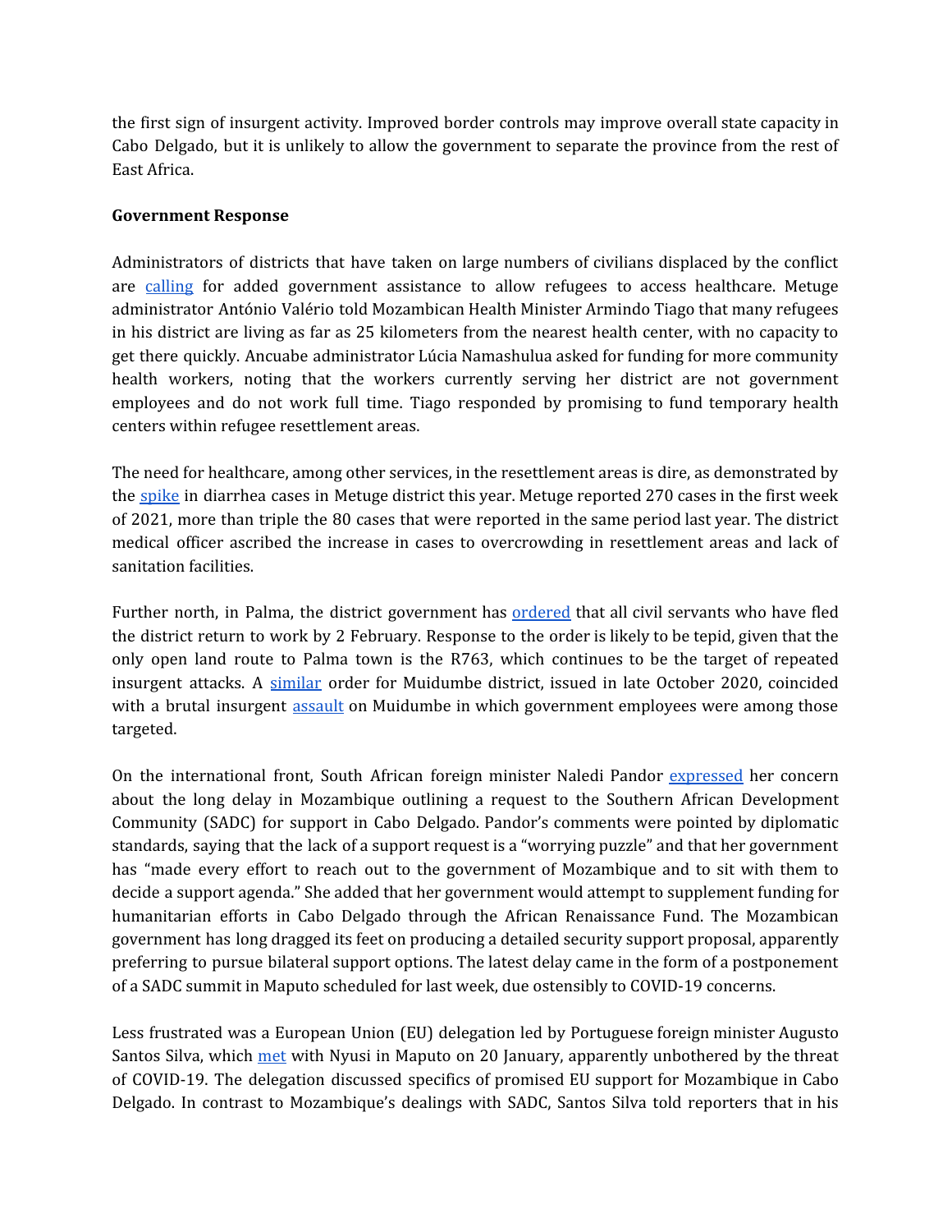the first sign of insurgent activity. Improved border controls may improve overall state capacity in Cabo Delgado, but it is unlikely to allow the government to separate the province from the rest of East Africa.

**Government Response**

Administrators of districts that have taken on large numbers of civilians displaced by the conflict are calling for added government assistance to allow refugees to access healthcare. Metuge administrator António Valério told Mozambican Health Minister Armindo Tiago that many refugees in his district are living as far as 25 kilometers from the nearest health center, with no capacity to get there quickly. Ancuabe administrator Lúcia Namashulua asked for funding for more community health workers, noting that the workers currently serving her district are not government employees and do not work full time. Tiago responded by promising to fund temporary health centers within refugee resettlement areas.

The need for healthcare, among other services, in the resettlement areas is dire, as demonstrated by the spike in diarrhea cases in Metuge district this year. Metuge reported 270 cases in the first week of 2021, more than triple the 80 cases that were reported in the same period last year. The district medical officer ascribed the increase in cases to overcrowding in resettlement areas and lack of sanitation facilities.

Further north, in Palma, the district government has ordered that all civil servants who have fled the district return to work by 2 February. Response to the order is likely to be tepid, given that the only open land route to Palma town is the R763, which continues to be the target of repeated insurgent attacks. A similar order for Muidumbe district, issued in late October 2020, coincided with a brutal insurgent assault on Muidumbe in which government employees were among those targeted.

On the international front, South African foreign minister Naledi Pandor expressed her concern about the long delay in Mozambique outlining a request to the Southern African Development Community (SADC) for support in Cabo Delgado. Pandor's comments were pointed by diplomatic standards, saying that the lack of a support request is a "worrying puzzle" and that her government has "made every effort to reach out to the government of Mozambique and to sit with them to decide a support agenda." She added that her government would attempt to supplement funding for humanitarian efforts in Cabo Delgado through the African Renaissance Fund. The Mozambican government has long dragged its feet on producing a detailed security support proposal, apparently preferring to pursue bilateral support options. The latest delay came in the form of a postponement of a SADC summit in Maputo scheduled for last week, due ostensibly to COVID-19 concerns.

Less frustrated was a European Union (EU) delegation led by Portuguese foreign minister Augusto Santos Silva, which met with Nyusi in Maputo on 20 January, apparently unbothered by the threat of COVID-19. The delegation discussed specifics of promised EU support for Mozambique in Cabo Delgado. In contrast to Mozambique's dealings with SADC, Santos Silva told reporters that in his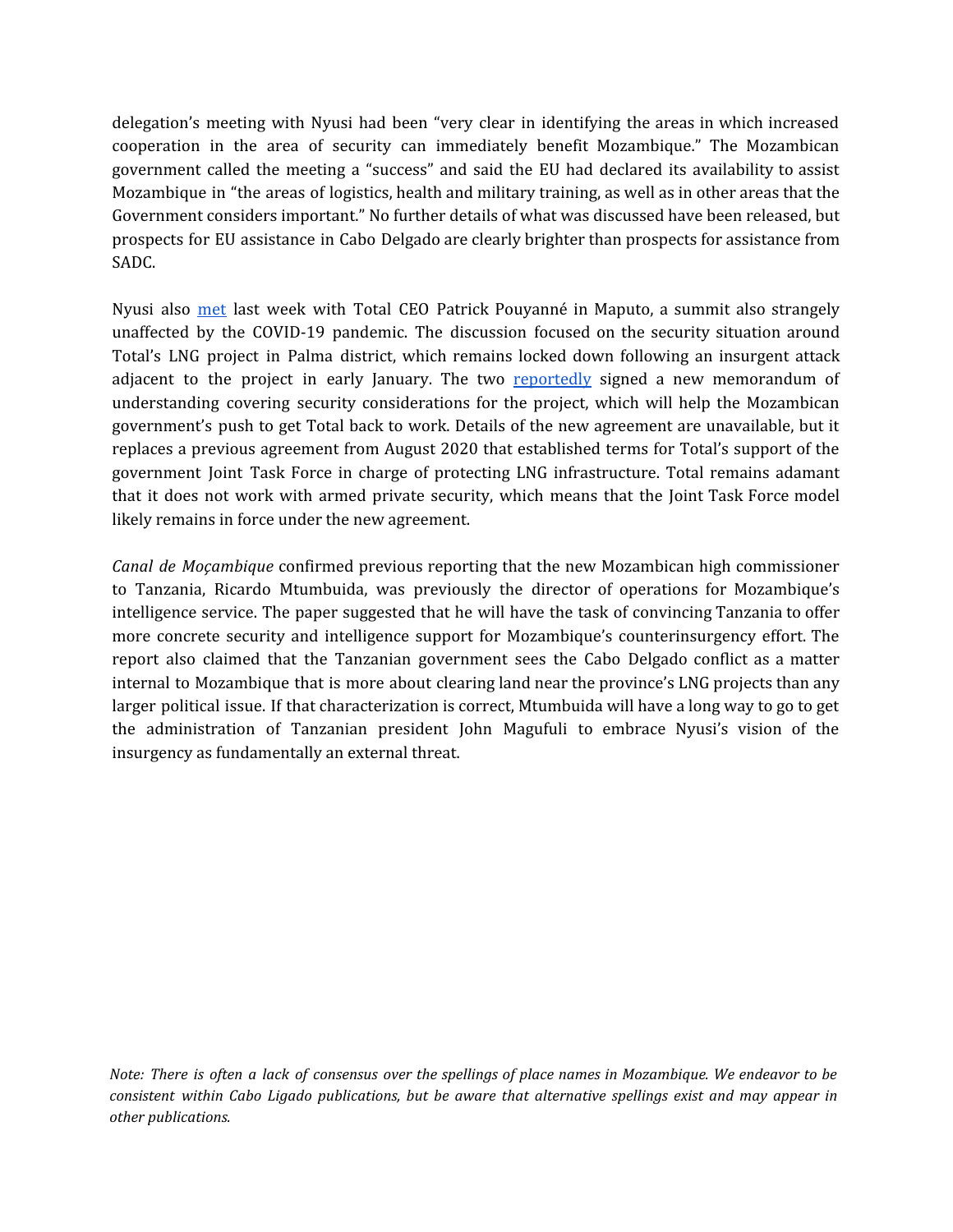delegation's meeting with Nyusi had been "very clear in identifying the areas in which increased cooperation in the area of security can immediately benefit Mozambique." The Mozambican government called the meeting a "success" and said the EU had declared its availability to assist Mozambique in "the areas of logistics, health and military training, as well as in other areas that the Government considers important." No further details of what was discussed have been released, but prospects for EU assistance in Cabo Delgado are clearly brighter than prospects for assistance from SADC.

Nyusi also met last week with Total CEO Patrick Pouyanné in Maputo, a summit also strangely unaffected by the COVID-19 pandemic. The discussion focused on the security situation around Total's LNG project in Palma district, which remains locked down following an insurgent attack adjacent to the project in early January. The two reportedly signed a new memorandum of understanding covering security considerations for the project, which will help the Mozambican government's push to get Total back to work. Details of the new agreement are unavailable, but it replaces a previous agreement from August 2020 that established terms for Total's support of the government Joint Task Force in charge of protecting LNG infrastructure. Total remains adamant that it does not work with armed private security, which means that the Joint Task Force model likely remains in force under the new agreement.

*Canal de Moçambique* confirmed previous reporting that the new Mozambican high commissioner to Tanzania, Ricardo Mtumbuida, was previously the director of operations for Mozambique's intelligence service. The paper suggested that he will have the task of convincing Tanzania to offer more concrete security and intelligence support for Mozambique's counterinsurgency effort. The report also claimed that the Tanzanian government sees the Cabo Delgado conflict as a matter internal to Mozambique that is more about clearing land near the province's LNG projects than any larger political issue. If that characterization is correct, Mtumbuida will have a long way to go to get the administration of Tanzanian president John Magufuli to embrace Nyusi's vision of the insurgency as fundamentally an external threat.

*Note: There is often a lack of consensus over the spellings of place names in Mozambique. We endeavor to be consistent within Cabo Ligado publications, but be aware that alternative spellings exist and may appear in other publications.*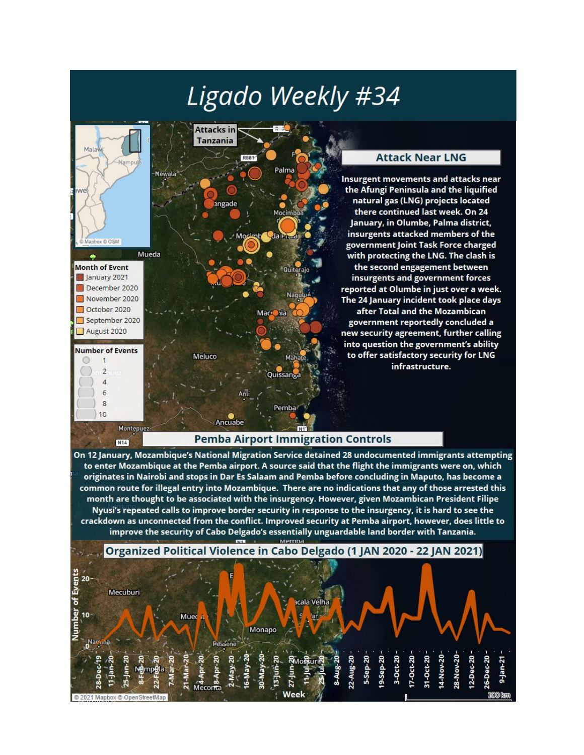# Ligado Weekly #34

Attacks in Tanzania

Month of Event
- January 2021
- December 2020
- November 2020
- October 2020
- September 2020
- August 2020

Number of Events
1
2
4
6
8
10

## Attack Near LNG

Insurgent movements and attacks near the Afungi Peninsula and the liquified natural gas (LNG) projects located there continued last week. On 24 January, in Olumbe, Palma district, insurgents attacked members of the government Joint Task Force charged with protecting the LNG. The clash is the second engagement between insurgents and government forces reported at Olumbe in just over a week. The 24 January incident took place days after Total and the Mozambican government reportedly concluded a new security agreement, further calling into question the government's ability to offer satisfactory security for LNG infrastructure.

## Pemba Airport Immigration Controls

On 12 January, Mozambique's National Migration Service detained 28 undocumented immigrants attempting to enter Mozambique at the Pemba airport. A source said that the flight the immigrants were on, which originates in Nairobi and stops in Dar Es Salaam and Pemba before concluding in Maputo, has become a common route for illegal entry into Mozambique. There are no indications that any of those arrested this month are thought to be associated with the insurgency. However, given Mozambican President Filipe Nyusi's repeated calls to improve border security in response to the insurgency, it is hard to see the crackdown as unconnected from the conflict. Improved security at Pemba airport, however, does little to improve the security of Cabo Delgado's essentially unguardable land border with Tanzania.

## Organized Political Violence in Cabo Delgado (1 JAN 2020 - 22 JAN 2021)

Number of Events
20
10
0

Week
28-Dec-19, 11-Jan-20, 25-Jan-20, 8-Feb-20, 22-Feb-20, 7-Mar-20, 21-Mar-20, 4-Apr-20, 18-Apr-20, 2-May-20, 16-May-20, 30-May-20, 13-Jun-20, 27-Jun-20, 11-Jul-20, 25-Jul-20, 8-Aug-20, 22-Aug-20, 5-Sep-20, 19-Sep-20, 3-Oct-20, 17-Oct-20, 31-Oct-20, 14-Nov-20, 28-Nov-20, 12-Dec-20, 26-Dec-20, 9-Jan-21

© 2021 Mapbox © OpenStreetMap